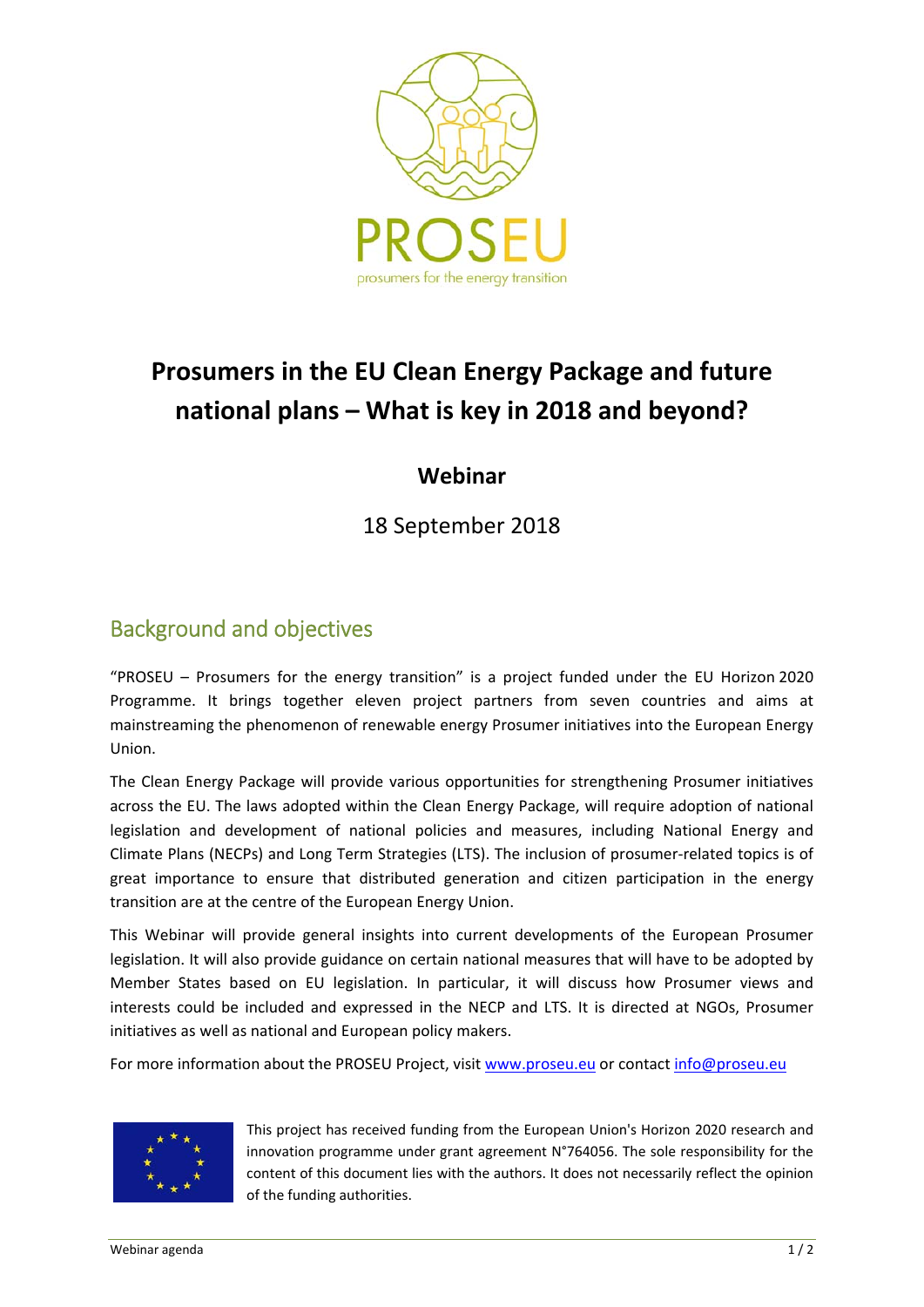PROSEU

prosumers for the energy transition

# Prosumers in the EU Clean Energy Package and future national plans – What is key in 2018 and beyond?

## Webinar

18 September 2018

## Background and objectives

"PROSEU – Prosumers for the energy transition" is a project funded under the EU Horizon 2020 Programme. It brings together eleven project partners from seven countries and aims at mainstreaming the phenomenon of renewable energy Prosumer initiatives into the European Energy Union.

The Clean Energy Package will provide various opportunities for strengthening Prosumer initiatives across the EU. The laws adopted within the Clean Energy Package, will require adoption of national legislation and development of national policies and measures, including National Energy and Climate Plans (NECPs) and Long Term Strategies (LTS). The inclusion of prosumer-related topics is of great importance to ensure that distributed generation and citizen participation in the energy transition are at the centre of the European Energy Union.

This Webinar will provide general insights into current developments of the European Prosumer legislation. It will also provide guidance on certain national measures that will have to be adopted by Member States based on EU legislation. In particular, it will discuss how Prosumer views and interests could be included and expressed in the NECP and LTS. It is directed at NGOs, Prosumer initiatives as well as national and European policy makers.

For more information about the PROSEU Project, visit www.proseu.eu or contact info@proseu.eu

This project has received funding from the European Union's Horizon 2020 research and innovation programme under grant agreement N°764056. The sole responsibility for the content of this document lies with the authors. It does not necessarily reflect the opinion of the funding authorities.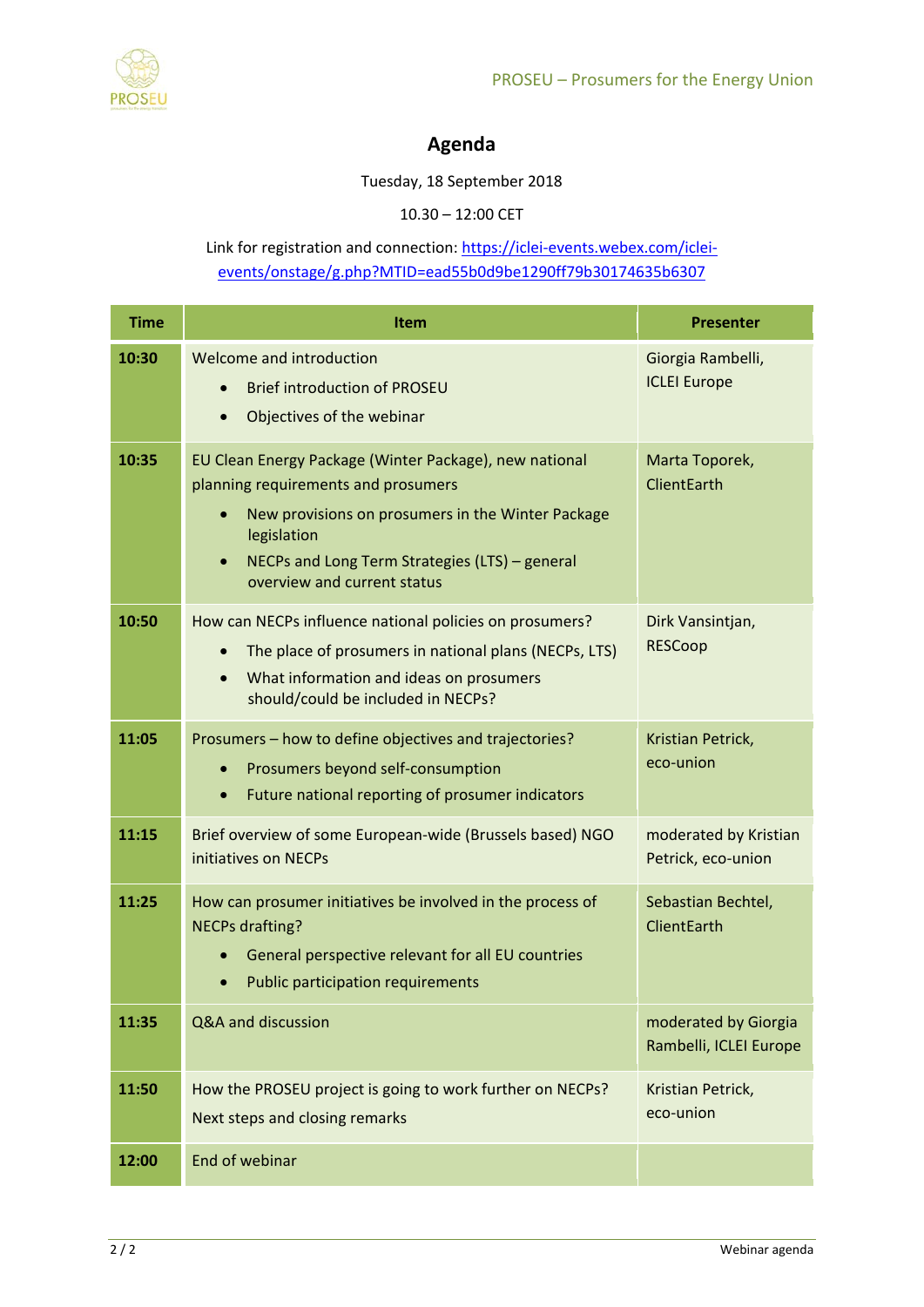# Agenda

Tuesday, 18 September 2018

10.30 – 12:00 CET

Link for registration and connection: https://iclei-events.webex.com/iclei-events/onstage/g.php?MTID=ead55b0d9be1290ff79b30174635b6307

| Time | Item | Presenter |
|---|---|---|
| **10:30** | Welcome and introduction<br>• Brief introduction of PROSEU<br>• Objectives of the webinar | Giorgia Rambelli, ICLEI Europe |
| **10:35** | EU Clean Energy Package (Winter Package), new national planning requirements and prosumers<br>• New provisions on prosumers in the Winter Package legislation<br>• NECPs and Long Term Strategies (LTS) – general overview and current status | Marta Toporek, ClientEarth |
| **10:50** | How can NECPs influence national policies on prosumers?<br>• The place of prosumers in national plans (NECPs, LTS)<br>• What information and ideas on prosumers should/could be included in NECPs? | Dirk Vansintjan, RESCoop |
| **11:05** | Prosumers – how to define objectives and trajectories?<br>• Prosumers beyond self-consumption<br>• Future national reporting of prosumer indicators | Kristian Petrick, eco-union |
| **11:15** | Brief overview of some European-wide (Brussels based) NGO initiatives on NECPs | moderated by Kristian Petrick, eco-union |
| **11:25** | How can prosumer initiatives be involved in the process of NECPs drafting?<br>• General perspective relevant for all EU countries<br>• Public participation requirements | Sebastian Bechtel, ClientEarth |
| **11:35** | Q&A and discussion | moderated by Giorgia Rambelli, ICLEI Europe |
| **11:50** | How the PROSEU project is going to work further on NECPs?<br>Next steps and closing remarks | Kristian Petrick, eco-union |
| **12:00** | End of webinar | |